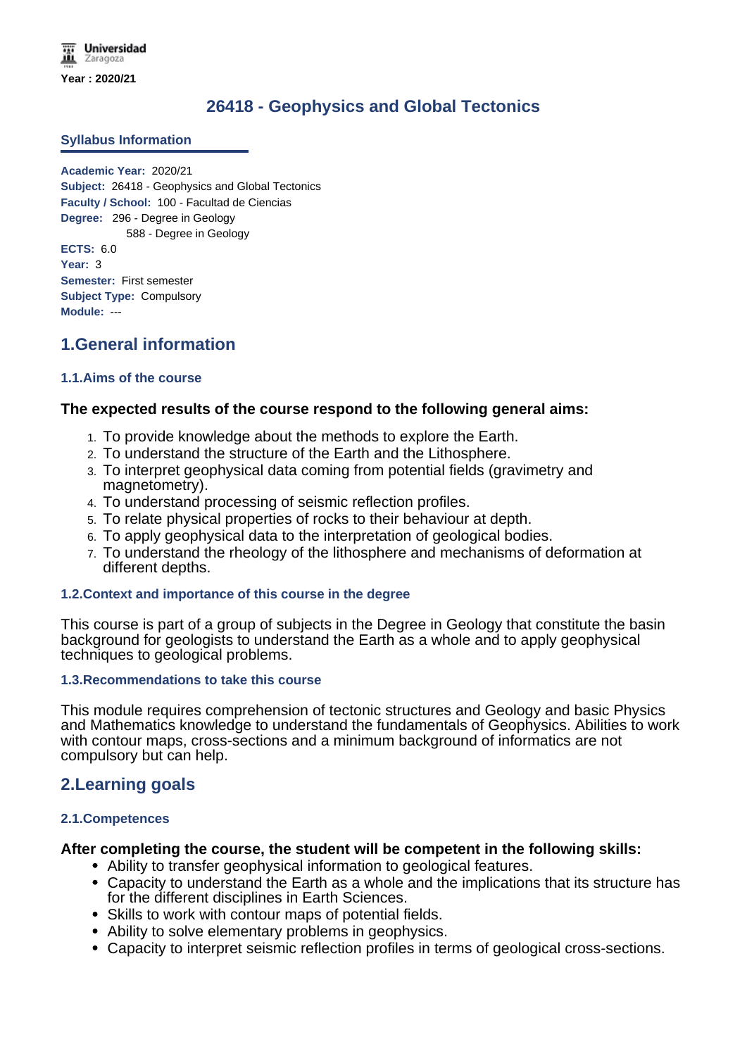Universidad Zaragoza

**Year : 2020/21**

# 26418 - Geophysics and Global Tectonics

### Syllabus Information

**Academic Year:** 2020/21
**Subject:** 26418 - Geophysics and Global Tectonics
**Faculty / School:** 100 - Facultad de Ciencias
**Degree:** 296 - Degree in Geology
588 - Degree in Geology
**ECTS:** 6.0
**Year:** 3
**Semester:** First semester
**Subject Type:** Compulsory
**Module:** ---

## 1.General information

### 1.1.Aims of the course

**The expected results of the course respond to the following general aims:**

1. To provide knowledge about the methods to explore the Earth.
2. To understand the structure of the Earth and the Lithosphere.
3. To interpret geophysical data coming from potential fields (gravimetry and magnetometry).
4. To understand processing of seismic reflection profiles.
5. To relate physical properties of rocks to their behaviour at depth.
6. To apply geophysical data to the interpretation of geological bodies.
7. To understand the rheology of the lithosphere and mechanisms of deformation at different depths.

### 1.2.Context and importance of this course in the degree

This course is part of a group of subjects in the Degree in Geology that constitute the basin background for geologists to understand the Earth as a whole and to apply geophysical techniques to geological problems.

### 1.3.Recommendations to take this course

This module requires comprehension of tectonic structures and Geology and basic Physics and Mathematics knowledge to understand the fundamentals of Geophysics. Abilities to work with contour maps, cross-sections and a minimum background of informatics are not compulsory but can help.

## 2.Learning goals

### 2.1.Competences

**After completing the course, the student will be competent in the following skills:**

- Ability to transfer geophysical information to geological features.
- Capacity to understand the Earth as a whole and the implications that its structure has for the different disciplines in Earth Sciences.
- Skills to work with contour maps of potential fields.
- Ability to solve elementary problems in geophysics.
- Capacity to interpret seismic reflection profiles in terms of geological cross-sections.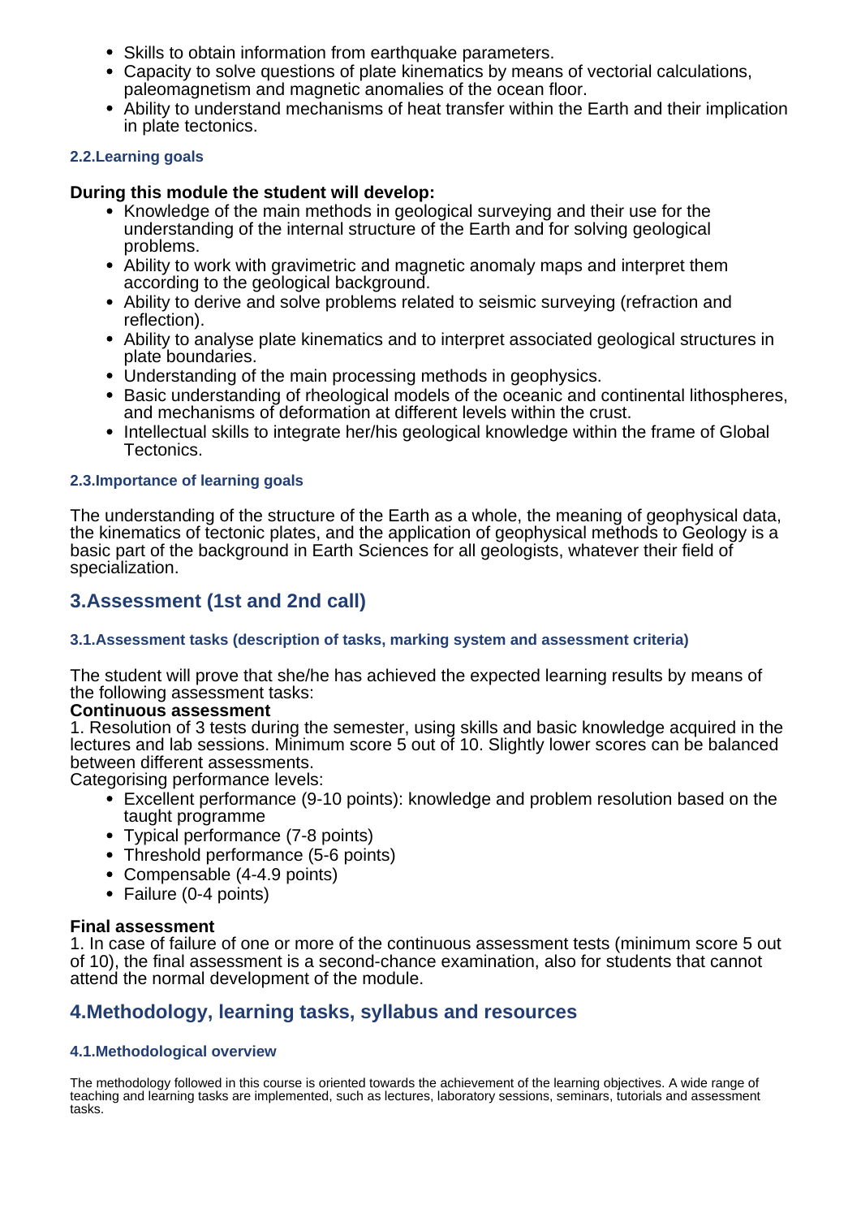- Skills to obtain information from earthquake parameters.
- Capacity to solve questions of plate kinematics by means of vectorial calculations, paleomagnetism and magnetic anomalies of the ocean floor.
- Ability to understand mechanisms of heat transfer within the Earth and their implication in plate tectonics.

### 2.2.Learning goals

**During this module the student will develop:**

- Knowledge of the main methods in geological surveying and their use for the understanding of the internal structure of the Earth and for solving geological problems.
- Ability to work with gravimetric and magnetic anomaly maps and interpret them according to the geological background.
- Ability to derive and solve problems related to seismic surveying (refraction and reflection).
- Ability to analyse plate kinematics and to interpret associated geological structures in plate boundaries.
- Understanding of the main processing methods in geophysics.
- Basic understanding of rheological models of the oceanic and continental lithospheres, and mechanisms of deformation at different levels within the crust.
- Intellectual skills to integrate her/his geological knowledge within the frame of Global Tectonics.

### 2.3.Importance of learning goals

The understanding of the structure of the Earth as a whole, the meaning of geophysical data, the kinematics of tectonic plates, and the application of geophysical methods to Geology is a basic part of the background in Earth Sciences for all geologists, whatever their field of specialization.

## 3.Assessment (1st and 2nd call)

### 3.1.Assessment tasks (description of tasks, marking system and assessment criteria)

The student will prove that she/he has achieved the expected learning results by means of the following assessment tasks:

**Continuous assessment**

1. Resolution of 3 tests during the semester, using skills and basic knowledge acquired in the lectures and lab sessions. Minimum score 5 out of 10. Slightly lower scores can be balanced between different assessments.

Categorising performance levels:

- Excellent performance (9-10 points): knowledge and problem resolution based on the taught programme
- Typical performance (7-8 points)
- Threshold performance (5-6 points)
- Compensable (4-4.9 points)
- Failure (0-4 points)

**Final assessment**

1. In case of failure of one or more of the continuous assessment tests (minimum score 5 out of 10), the final assessment is a second-chance examination, also for students that cannot attend the normal development of the module.

## 4.Methodology, learning tasks, syllabus and resources

### 4.1.Methodological overview

The methodology followed in this course is oriented towards the achievement of the learning objectives. A wide range of teaching and learning tasks are implemented, such as lectures, laboratory sessions, seminars, tutorials and assessment tasks.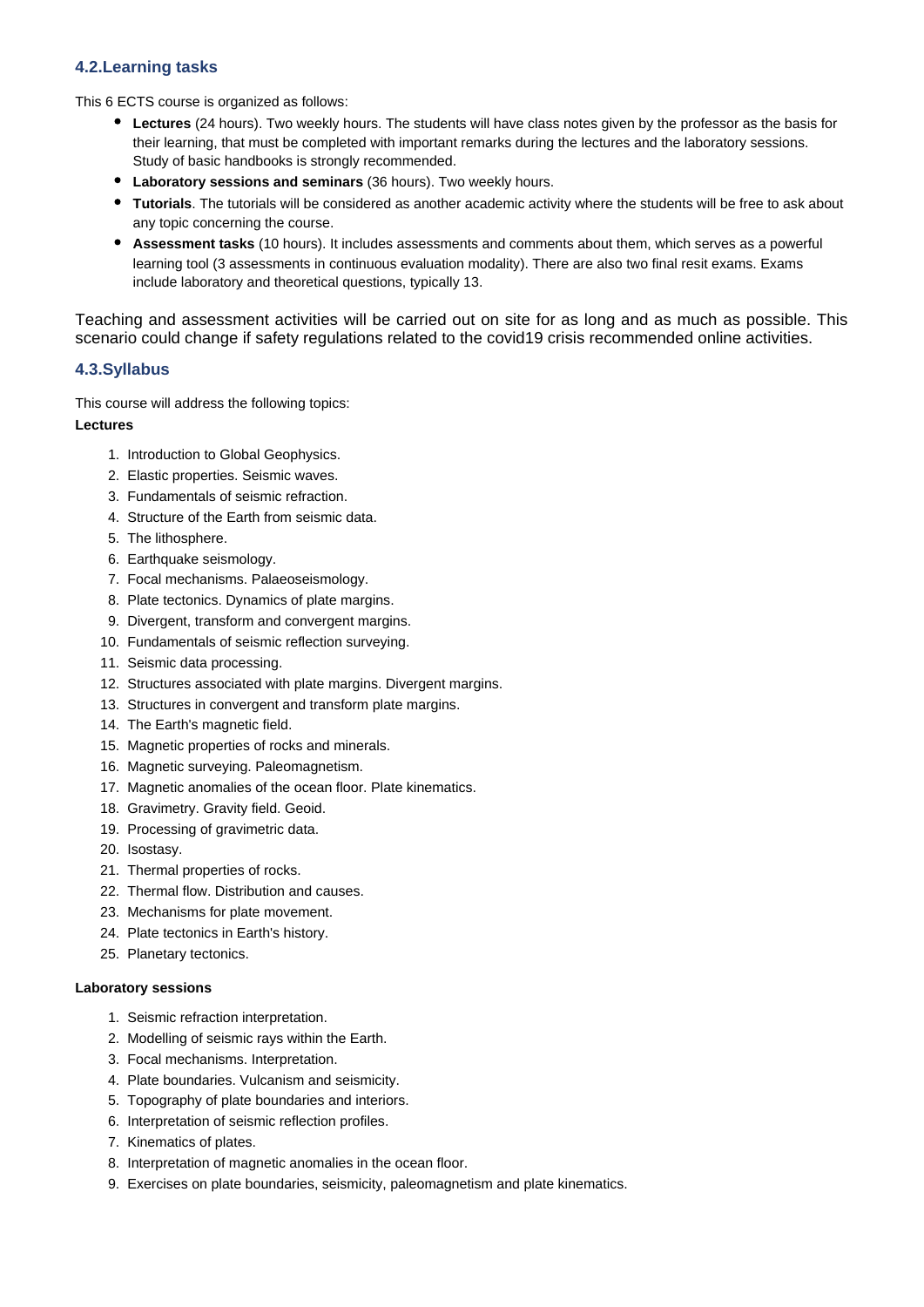### 4.2.Learning tasks

This 6 ECTS course is organized as follows:

- **Lectures** (24 hours). Two weekly hours. The students will have class notes given by the professor as the basis for their learning, that must be completed with important remarks during the lectures and the laboratory sessions. Study of basic handbooks is strongly recommended.
- **Laboratory sessions and seminars** (36 hours). Two weekly hours.
- **Tutorials**. The tutorials will be considered as another academic activity where the students will be free to ask about any topic concerning the course.
- **Assessment tasks** (10 hours). It includes assessments and comments about them, which serves as a powerful learning tool (3 assessments in continuous evaluation modality). There are also two final resit exams. Exams include laboratory and theoretical questions, typically 13.

Teaching and assessment activities will be carried out on site for as long and as much as possible. This scenario could change if safety regulations related to the covid19 crisis recommended online activities.

### 4.3.Syllabus

This course will address the following topics:

**Lectures**

1. Introduction to Global Geophysics.
2. Elastic properties. Seismic waves.
3. Fundamentals of seismic refraction.
4. Structure of the Earth from seismic data.
5. The lithosphere.
6. Earthquake seismology.
7. Focal mechanisms. Palaeoseismology.
8. Plate tectonics. Dynamics of plate margins.
9. Divergent, transform and convergent margins.
10. Fundamentals of seismic reflection surveying.
11. Seismic data processing.
12. Structures associated with plate margins. Divergent margins.
13. Structures in convergent and transform plate margins.
14. The Earth's magnetic field.
15. Magnetic properties of rocks and minerals.
16. Magnetic surveying. Paleomagnetism.
17. Magnetic anomalies of the ocean floor. Plate kinematics.
18. Gravimetry. Gravity field. Geoid.
19. Processing of gravimetric data.
20. Isostasy.
21. Thermal properties of rocks.
22. Thermal flow. Distribution and causes.
23. Mechanisms for plate movement.
24. Plate tectonics in Earth's history.
25. Planetary tectonics.

**Laboratory sessions**

1. Seismic refraction interpretation.
2. Modelling of seismic rays within the Earth.
3. Focal mechanisms. Interpretation.
4. Plate boundaries. Vulcanism and seismicity.
5. Topography of plate boundaries and interiors.
6. Interpretation of seismic reflection profiles.
7. Kinematics of plates.
8. Interpretation of magnetic anomalies in the ocean floor.
9. Exercises on plate boundaries, seismicity, paleomagnetism and plate kinematics.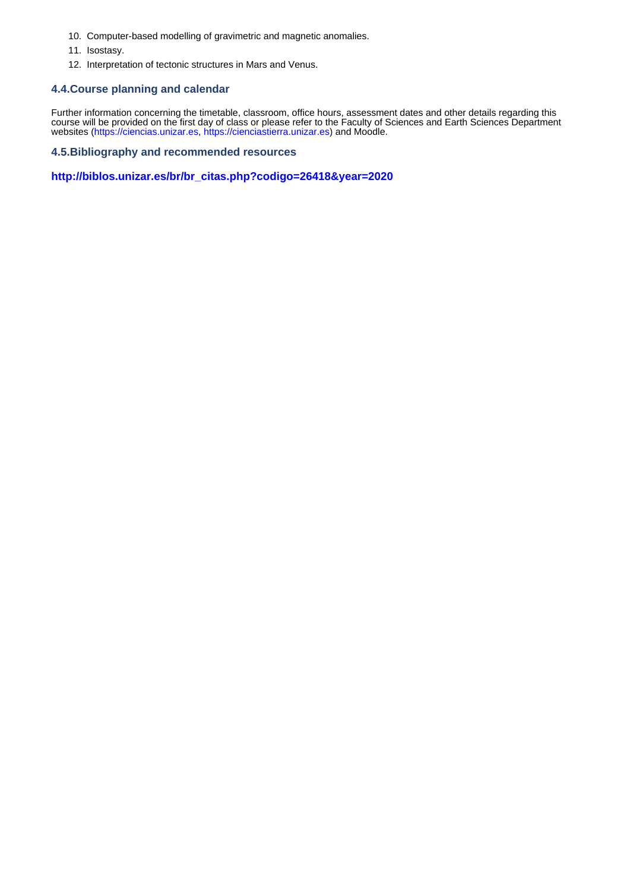10. Computer-based modelling of gravimetric and magnetic anomalies.
11. Isostasy.
12. Interpretation of tectonic structures in Mars and Venus.

### 4.4.Course planning and calendar

Further information concerning the timetable, classroom, office hours, assessment dates and other details regarding this course will be provided on the first day of class or please refer to the Faculty of Sciences and Earth Sciences Department websites (https://ciencias.unizar.es, https://cienciastierra.unizar.es) and Moodle.

### 4.5.Bibliography and recommended resources

**http://biblos.unizar.es/br/br_citas.php?codigo=26418&year=2020**